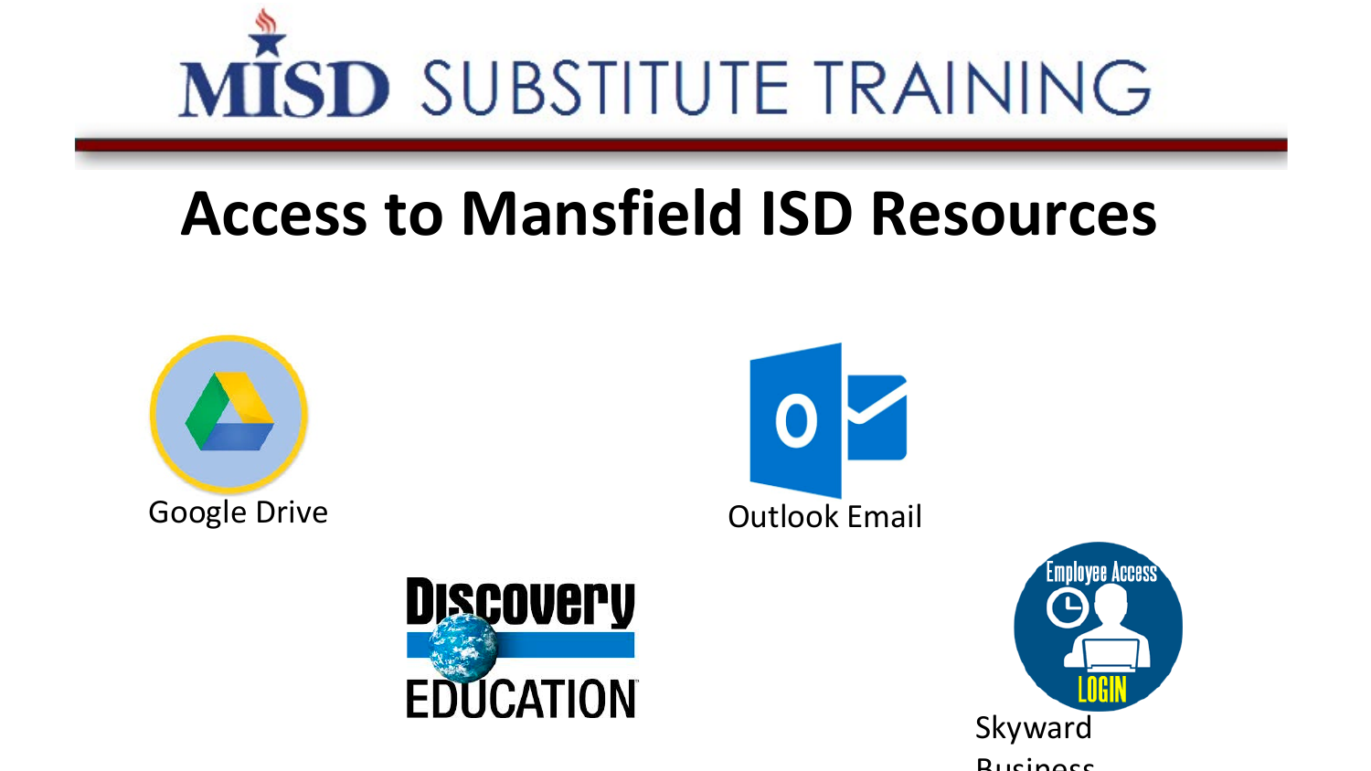# MISD SUBSTITUTE TRAINING

## Access to Mansfield ISD Resources

Google Drive

Outlook Email

Discovery EDUCATION

Employee Access LOGIN

Skyward Business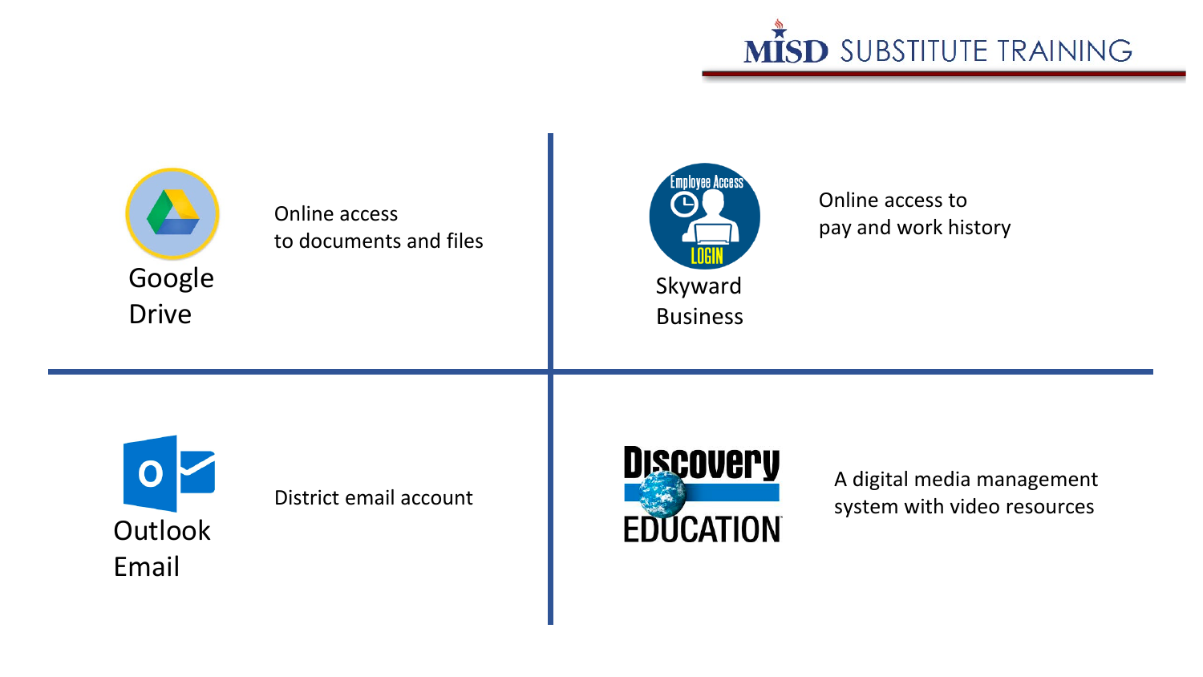**Google Drive**

Online access to documents and files

**Skyward Business**

Online access to pay and work history

**Outlook Email**

District email account

**Discovery Education**

A digital media management system with video resources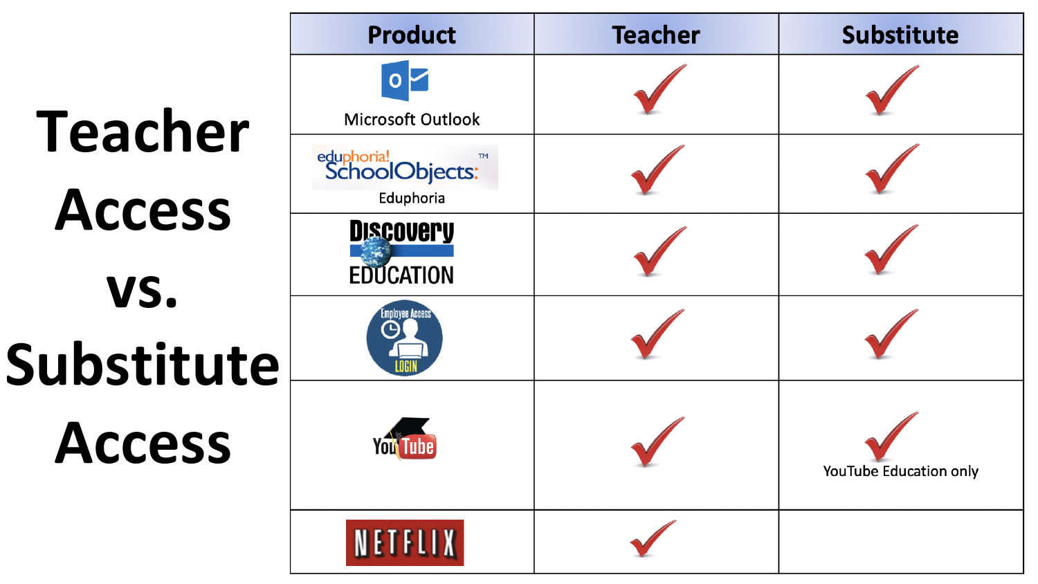# Teacher Access vs. Substitute Access

| Product | Teacher | Substitute |
| --- | --- | --- |
| Microsoft Outlook | ✓ | ✓ |
| eduphoria! SchoolObjects: Eduphoria | ✓ | ✓ |
| Discovery Education | ✓ | ✓ |
| Employee Access LOGIN | ✓ | ✓ |
| YouTube | ✓ | ✓ YouTube Education only |
| NETFLIX | ✓ | |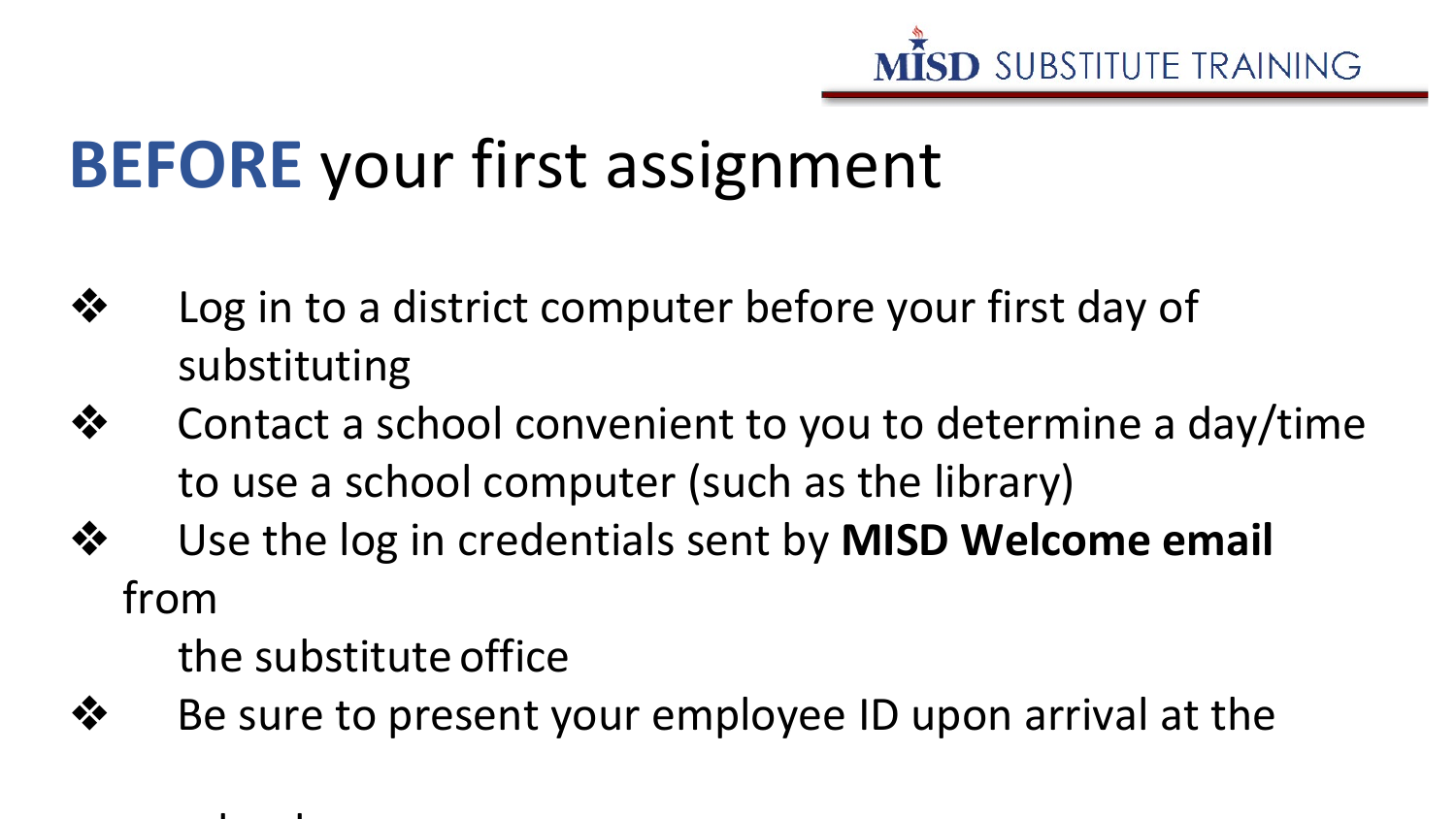# **BEFORE** your first assignment

- Log in to a district computer before your first day of substituting
- Contact a school convenient to you to determine a day/time to use a school computer (such as the library)
- Use the log in credentials sent by **MISD Welcome email** from the substitute office
- Be sure to present your employee ID upon arrival at the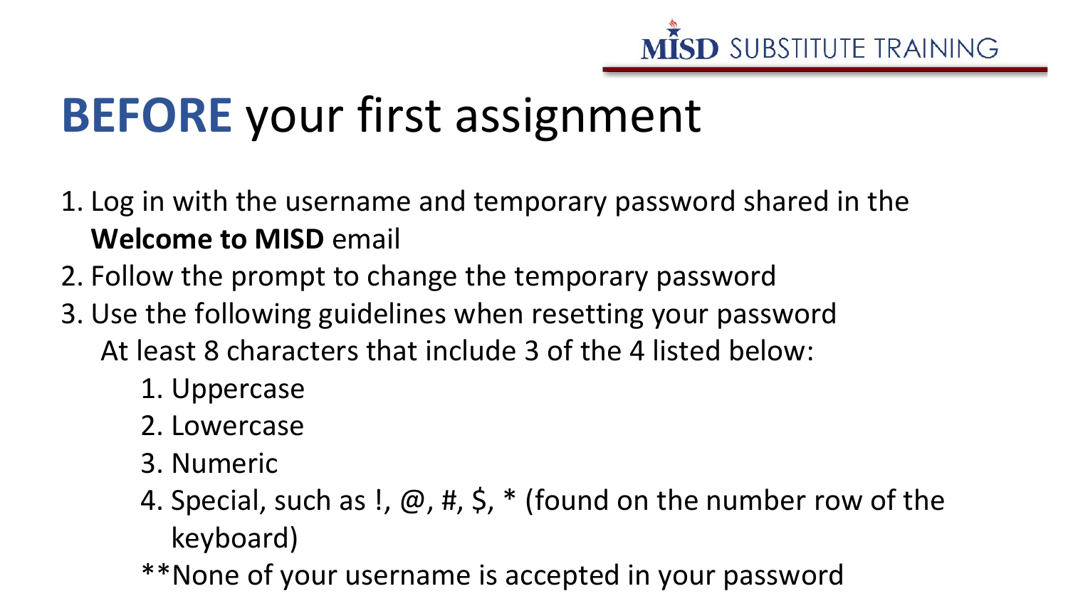# **BEFORE** your first assignment

1. Log in with the username and temporary password shared in the **Welcome to MISD** email
2. Follow the prompt to change the temporary password
3. Use the following guidelines when resetting your password

   At least 8 characters that include 3 of the 4 listed below:

   1. Uppercase
   2. Lowercase
   3. Numeric
   4. Special, such as !, @, #, $, * (found on the number row of the keyboard)

   **None of your username is accepted in your password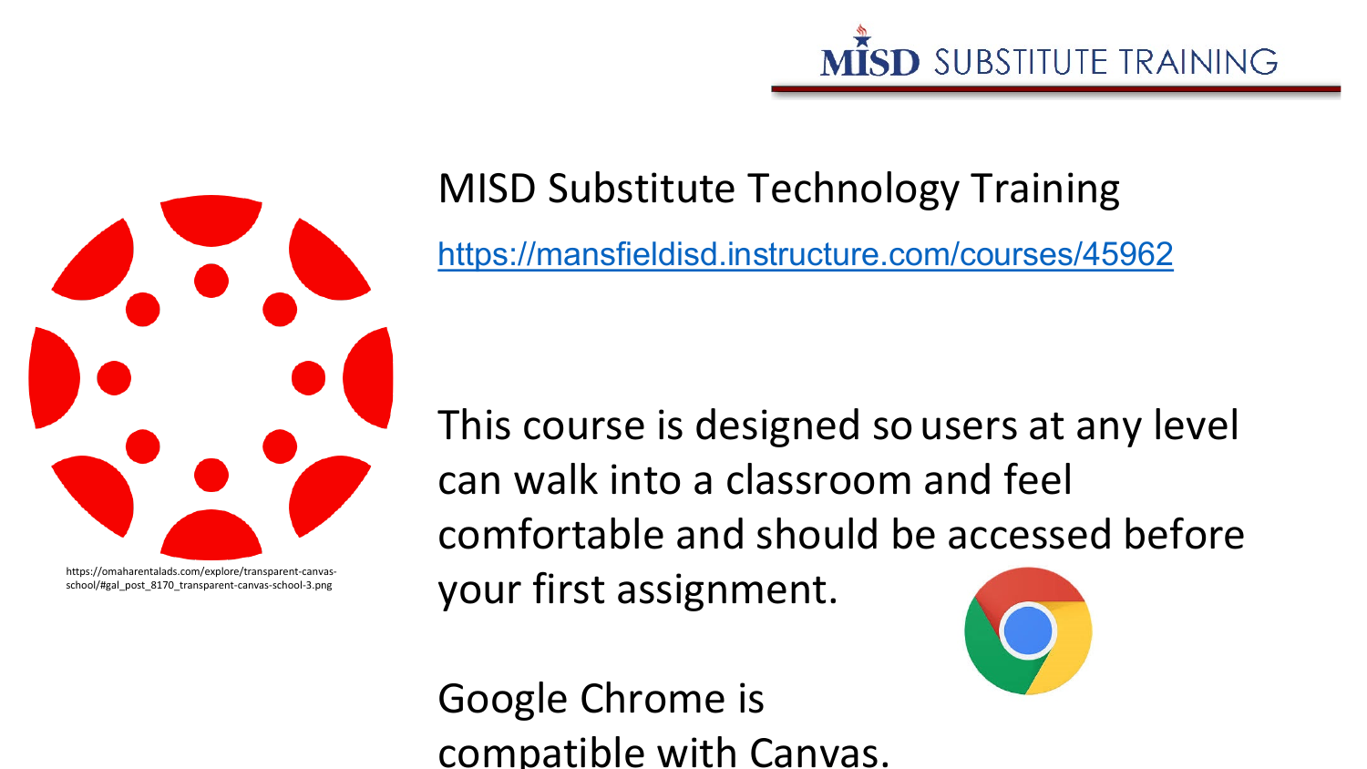# MISD Substitute Technology Training

https://mansfieldisd.instructure.com/courses/45962

https://omaharentalads.com/explore/transparent-canvas-school/#gal_post_8170_transparent-canvas-school-3.png

This course is designed so users at any level can walk into a classroom and feel comfortable and should be accessed before your first assignment.

Google Chrome is compatible with Canvas.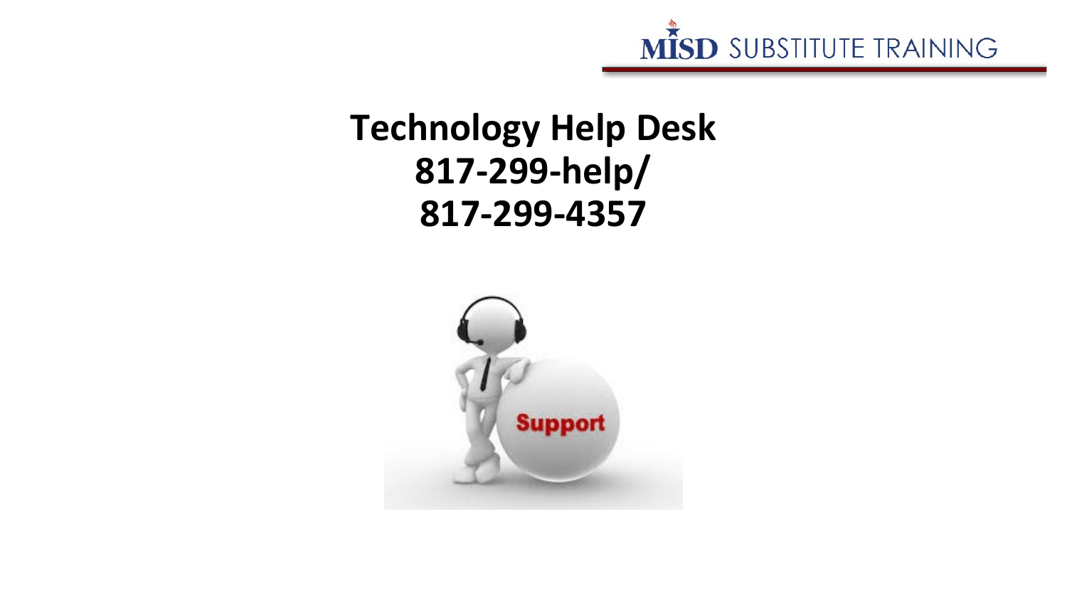# Technology Help Desk
# 817-299-help/
# 817-299-4357